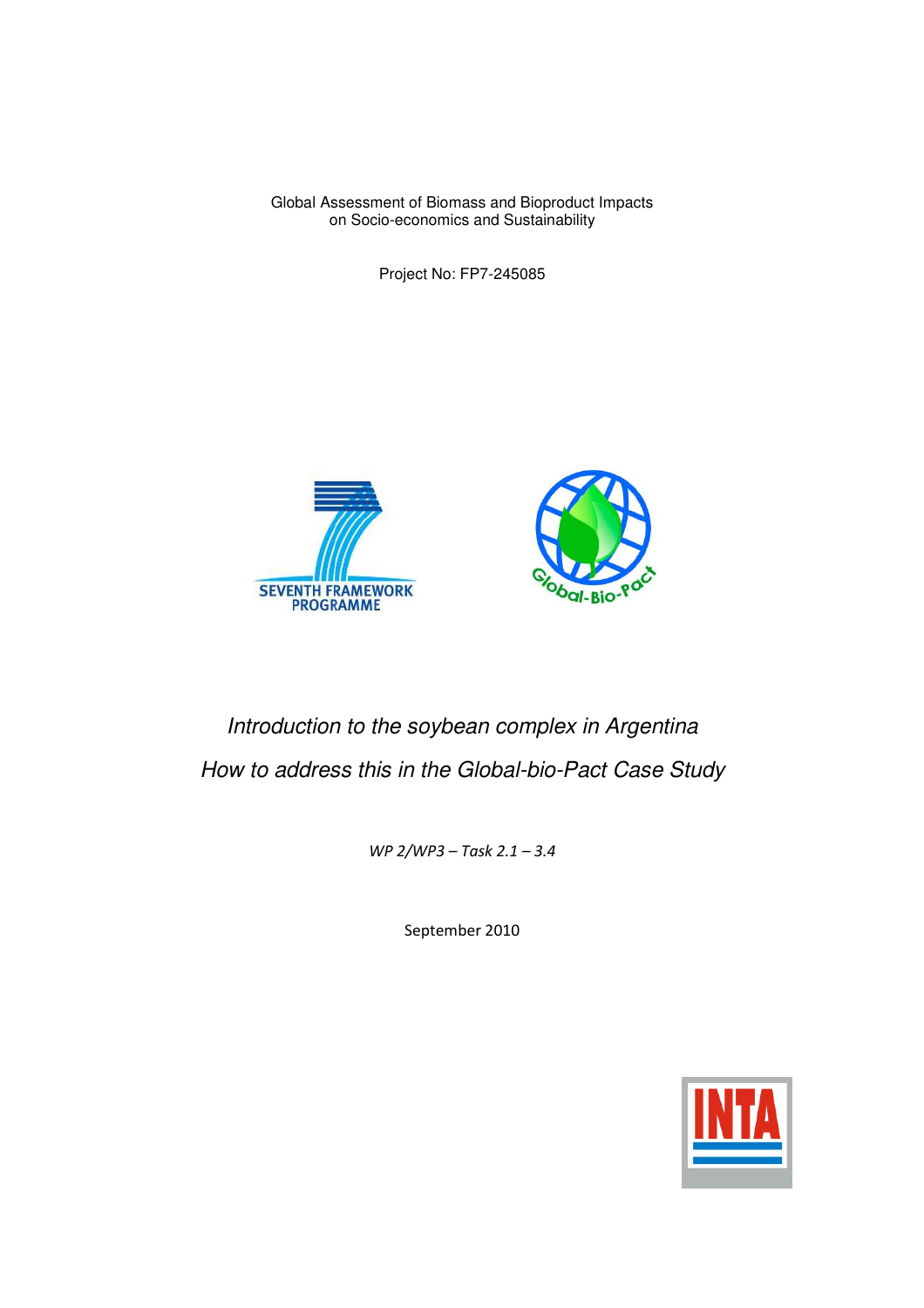Global Assessment of Biomass and Bioproduct Impacts on Socio-economics and Sustainability

Project No: FP7-245085

# *Introduction to the soybean complex in Argentina*

## *How to address this in the Global-bio-Pact Case Study*

*WP 2/WP3 – Task 2.1 – 3.4*

September 2010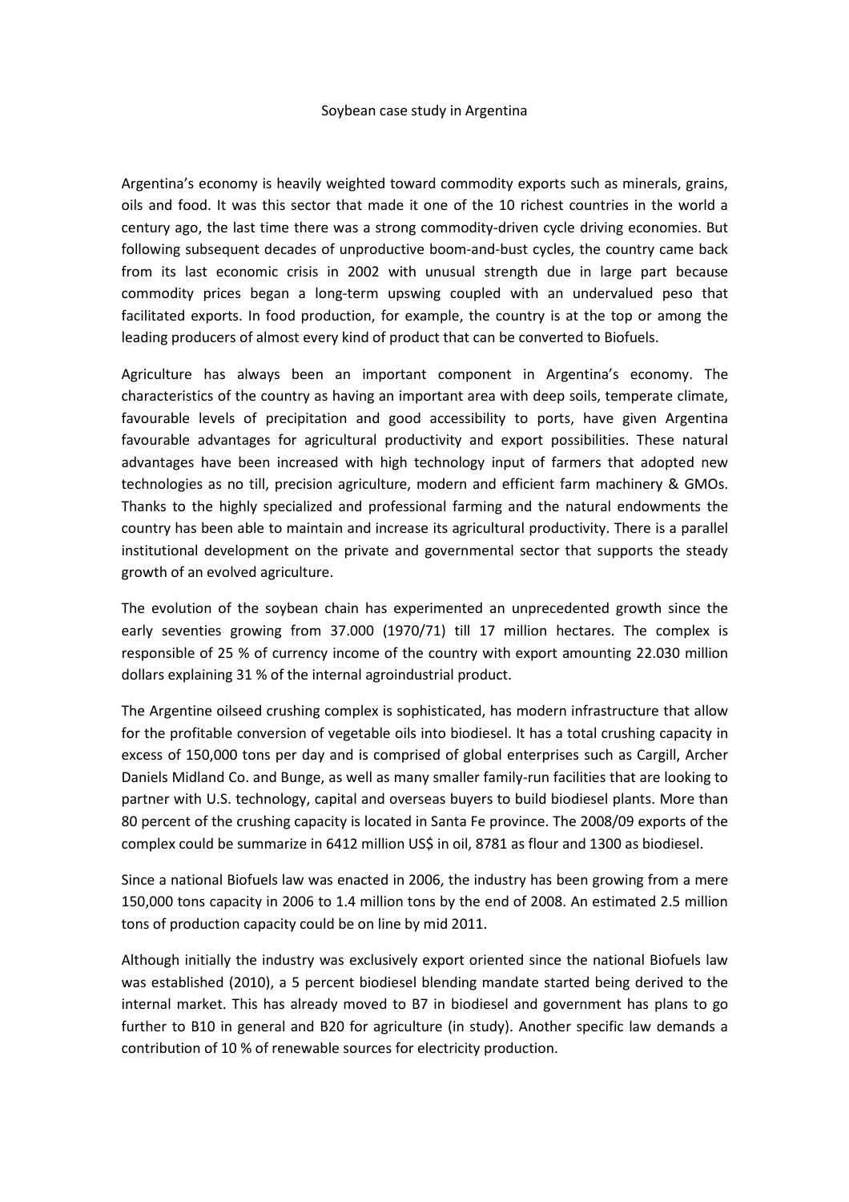# Soybean case study in Argentina

Argentina's economy is heavily weighted toward commodity exports such as minerals, grains, oils and food. It was this sector that made it one of the 10 richest countries in the world a century ago, the last time there was a strong commodity-driven cycle driving economies. But following subsequent decades of unproductive boom-and-bust cycles, the country came back from its last economic crisis in 2002 with unusual strength due in large part because commodity prices began a long-term upswing coupled with an undervalued peso that facilitated exports. In food production, for example, the country is at the top or among the leading producers of almost every kind of product that can be converted to Biofuels.

Agriculture has always been an important component in Argentina's economy. The characteristics of the country as having an important area with deep soils, temperate climate, favourable levels of precipitation and good accessibility to ports, have given Argentina favourable advantages for agricultural productivity and export possibilities. These natural advantages have been increased with high technology input of farmers that adopted new technologies as no till, precision agriculture, modern and efficient farm machinery & GMOs. Thanks to the highly specialized and professional farming and the natural endowments the country has been able to maintain and increase its agricultural productivity. There is a parallel institutional development on the private and governmental sector that supports the steady growth of an evolved agriculture.

The evolution of the soybean chain has experimented an unprecedented growth since the early seventies growing from 37.000 (1970/71) till 17 million hectares. The complex is responsible of 25 % of currency income of the country with export amounting 22.030 million dollars explaining 31 % of the internal agroindustrial product.

The Argentine oilseed crushing complex is sophisticated, has modern infrastructure that allow for the profitable conversion of vegetable oils into biodiesel. It has a total crushing capacity in excess of 150,000 tons per day and is comprised of global enterprises such as Cargill, Archer Daniels Midland Co. and Bunge, as well as many smaller family-run facilities that are looking to partner with U.S. technology, capital and overseas buyers to build biodiesel plants. More than 80 percent of the crushing capacity is located in Santa Fe province. The 2008/09 exports of the complex could be summarize in 6412 million US$ in oil, 8781 as flour and 1300 as biodiesel.

Since a national Biofuels law was enacted in 2006, the industry has been growing from a mere 150,000 tons capacity in 2006 to 1.4 million tons by the end of 2008. An estimated 2.5 million tons of production capacity could be on line by mid 2011.

Although initially the industry was exclusively export oriented since the national Biofuels law was established (2010), a 5 percent biodiesel blending mandate started being derived to the internal market. This has already moved to B7 in biodiesel and government has plans to go further to B10 in general and B20 for agriculture (in study). Another specific law demands a contribution of 10 % of renewable sources for electricity production.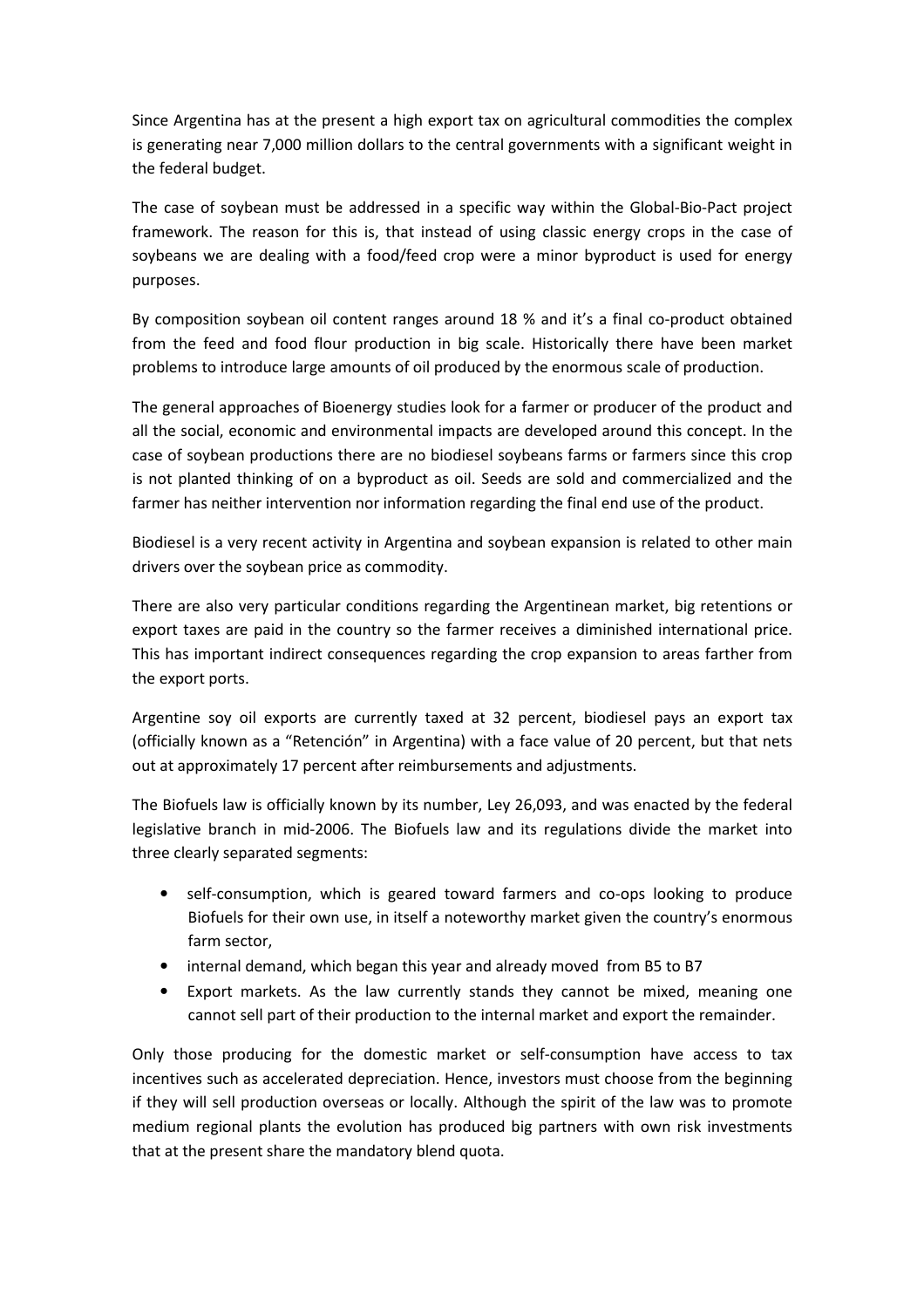Since Argentina has at the present a high export tax on agricultural commodities the complex is generating near 7,000 million dollars to the central governments with a significant weight in the federal budget.

The case of soybean must be addressed in a specific way within the Global-Bio-Pact project framework. The reason for this is, that instead of using classic energy crops in the case of soybeans we are dealing with a food/feed crop were a minor byproduct is used for energy purposes.

By composition soybean oil content ranges around 18 % and it's a final co-product obtained from the feed and food flour production in big scale. Historically there have been market problems to introduce large amounts of oil produced by the enormous scale of production.

The general approaches of Bioenergy studies look for a farmer or producer of the product and all the social, economic and environmental impacts are developed around this concept. In the case of soybean productions there are no biodiesel soybeans farms or farmers since this crop is not planted thinking of on a byproduct as oil. Seeds are sold and commercialized and the farmer has neither intervention nor information regarding the final end use of the product.

Biodiesel is a very recent activity in Argentina and soybean expansion is related to other main drivers over the soybean price as commodity.

There are also very particular conditions regarding the Argentinean market, big retentions or export taxes are paid in the country so the farmer receives a diminished international price. This has important indirect consequences regarding the crop expansion to areas farther from the export ports.

Argentine soy oil exports are currently taxed at 32 percent, biodiesel pays an export tax (officially known as a "Retención" in Argentina) with a face value of 20 percent, but that nets out at approximately 17 percent after reimbursements and adjustments.

The Biofuels law is officially known by its number, Ley 26,093, and was enacted by the federal legislative branch in mid-2006. The Biofuels law and its regulations divide the market into three clearly separated segments:

- self-consumption, which is geared toward farmers and co-ops looking to produce Biofuels for their own use, in itself a noteworthy market given the country's enormous farm sector,
- internal demand, which began this year and already moved from B5 to B7
- Export markets. As the law currently stands they cannot be mixed, meaning one cannot sell part of their production to the internal market and export the remainder.

Only those producing for the domestic market or self-consumption have access to tax incentives such as accelerated depreciation. Hence, investors must choose from the beginning if they will sell production overseas or locally. Although the spirit of the law was to promote medium regional plants the evolution has produced big partners with own risk investments that at the present share the mandatory blend quota.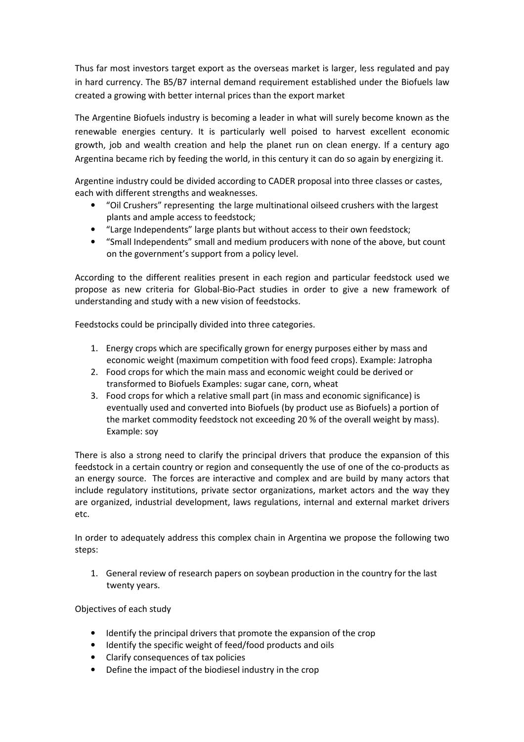Thus far most investors target export as the overseas market is larger, less regulated and pay in hard currency. The B5/B7 internal demand requirement established under the Biofuels law created a growing with better internal prices than the export market

The Argentine Biofuels industry is becoming a leader in what will surely become known as the renewable energies century. It is particularly well poised to harvest excellent economic growth, job and wealth creation and help the planet run on clean energy. If a century ago Argentina became rich by feeding the world, in this century it can do so again by energizing it.

Argentine industry could be divided according to CADER proposal into three classes or castes, each with different strengths and weaknesses.

- “Oil Crushers” representing the large multinational oilseed crushers with the largest plants and ample access to feedstock;
- “Large Independents” large plants but without access to their own feedstock;
- “Small Independents” small and medium producers with none of the above, but count on the government’s support from a policy level.

According to the different realities present in each region and particular feedstock used we propose as new criteria for Global-Bio-Pact studies in order to give a new framework of understanding and study with a new vision of feedstocks.

Feedstocks could be principally divided into three categories.

1. Energy crops which are specifically grown for energy purposes either by mass and economic weight (maximum competition with food feed crops). Example: Jatropha
2. Food crops for which the main mass and economic weight could be derived or transformed to Biofuels Examples: sugar cane, corn, wheat
3. Food crops for which a relative small part (in mass and economic significance) is eventually used and converted into Biofuels (by product use as Biofuels) a portion of the market commodity feedstock not exceeding 20 % of the overall weight by mass). Example: soy

There is also a strong need to clarify the principal drivers that produce the expansion of this feedstock in a certain country or region and consequently the use of one of the co-products as an energy source. The forces are interactive and complex and are build by many actors that include regulatory institutions, private sector organizations, market actors and the way they are organized, industrial development, laws regulations, internal and external market drivers etc.

In order to adequately address this complex chain in Argentina we propose the following two steps:

1. General review of research papers on soybean production in the country for the last twenty years.

Objectives of each study

- Identify the principal drivers that promote the expansion of the crop
- Identify the specific weight of feed/food products and oils
- Clarify consequences of tax policies
- Define the impact of the biodiesel industry in the crop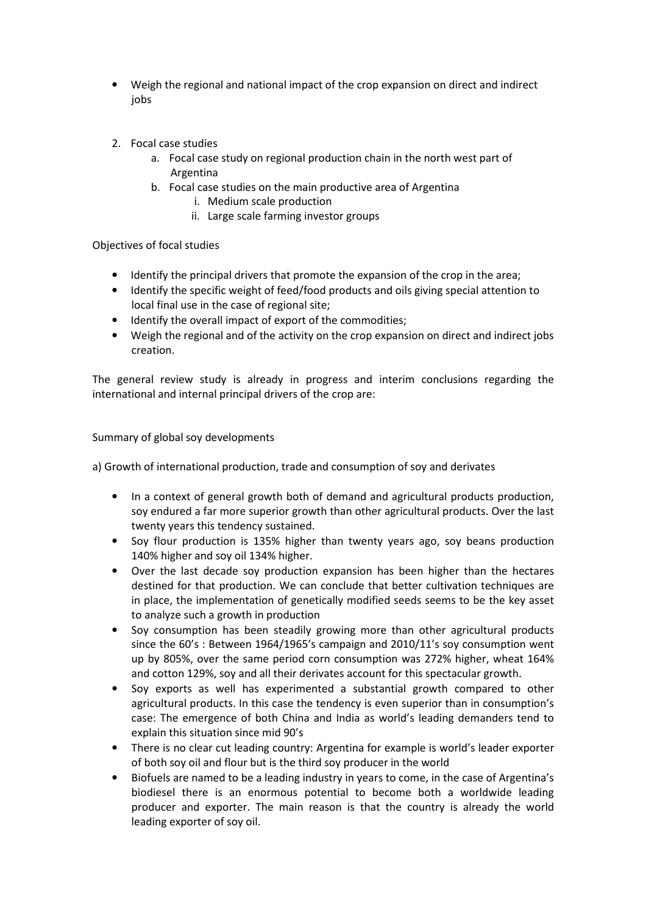- Weigh the regional and national impact of the crop expansion on direct and indirect jobs

2. Focal case studies
    a. Focal case study on regional production chain in the north west part of Argentina
    b. Focal case studies on the main productive area of Argentina
        i. Medium scale production
        ii. Large scale farming investor groups

Objectives of focal studies

- Identify the principal drivers that promote the expansion of the crop in the area;
- Identify the specific weight of feed/food products and oils giving special attention to local final use in the case of regional site;
- Identify the overall impact of export of the commodities;
- Weigh the regional and of the activity on the crop expansion on direct and indirect jobs creation.

The general review study is already in progress and interim conclusions regarding the international and internal principal drivers of the crop are:

Summary of global soy developments

a) Growth of international production, trade and consumption of soy and derivates

- In a context of general growth both of demand and agricultural products production, soy endured a far more superior growth than other agricultural products. Over the last twenty years this tendency sustained.
- Soy flour production is 135% higher than twenty years ago, soy beans production 140% higher and soy oil 134% higher.
- Over the last decade soy production expansion has been higher than the hectares destined for that production. We can conclude that better cultivation techniques are in place, the implementation of genetically modified seeds seems to be the key asset to analyze such a growth in production
- Soy consumption has been steadily growing more than other agricultural products since the 60's : Between 1964/1965's campaign and 2010/11's soy consumption went up by 805%, over the same period corn consumption was 272% higher, wheat 164% and cotton 129%, soy and all their derivates account for this spectacular growth.
- Soy exports as well has experimented a substantial growth compared to other agricultural products. In this case the tendency is even superior than in consumption's case: The emergence of both China and India as world's leading demanders tend to explain this situation since mid 90's
- There is no clear cut leading country: Argentina for example is world's leader exporter of both soy oil and flour but is the third soy producer in the world
- Biofuels are named to be a leading industry in years to come, in the case of Argentina's biodiesel there is an enormous potential to become both a worldwide leading producer and exporter. The main reason is that the country is already the world leading exporter of soy oil.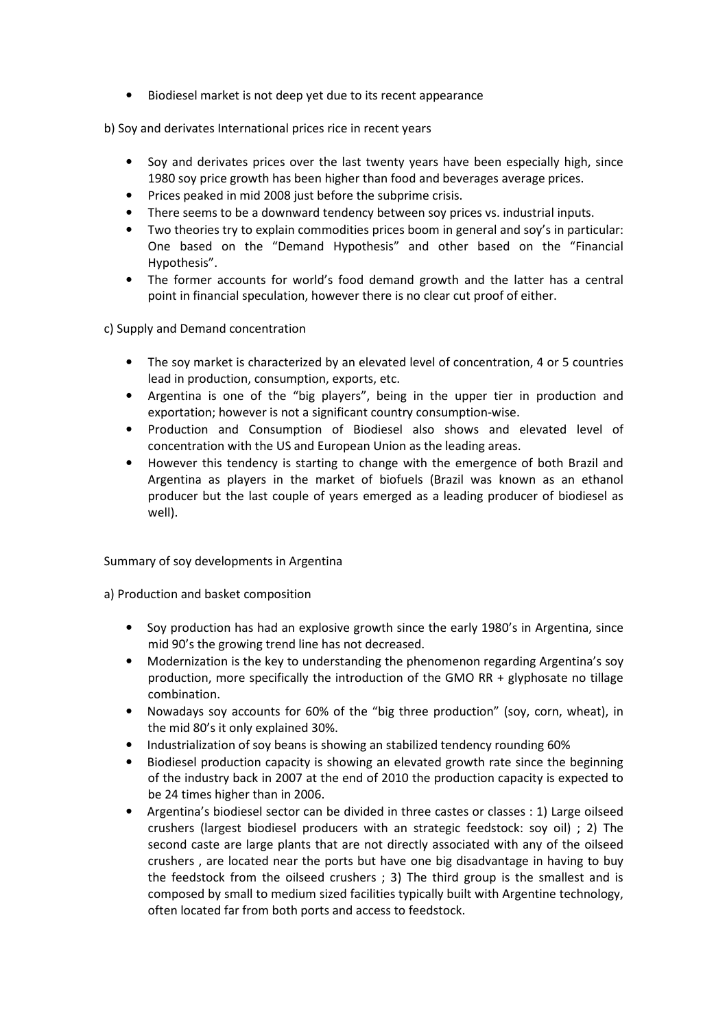- Biodiesel market is not deep yet due to its recent appearance

b) Soy and derivates International prices rice in recent years

- Soy and derivates prices over the last twenty years have been especially high, since 1980 soy price growth has been higher than food and beverages average prices.
- Prices peaked in mid 2008 just before the subprime crisis.
- There seems to be a downward tendency between soy prices vs. industrial inputs.
- Two theories try to explain commodities prices boom in general and soy's in particular: One based on the "Demand Hypothesis" and other based on the "Financial Hypothesis".
- The former accounts for world's food demand growth and the latter has a central point in financial speculation, however there is no clear cut proof of either.

c) Supply and Demand concentration

- The soy market is characterized by an elevated level of concentration, 4 or 5 countries lead in production, consumption, exports, etc.
- Argentina is one of the "big players", being in the upper tier in production and exportation; however is not a significant country consumption-wise.
- Production and Consumption of Biodiesel also shows and elevated level of concentration with the US and European Union as the leading areas.
- However this tendency is starting to change with the emergence of both Brazil and Argentina as players in the market of biofuels (Brazil was known as an ethanol producer but the last couple of years emerged as a leading producer of biodiesel as well).

Summary of soy developments in Argentina

a) Production and basket composition

- Soy production has had an explosive growth since the early 1980's in Argentina, since mid 90's the growing trend line has not decreased.
- Modernization is the key to understanding the phenomenon regarding Argentina's soy production, more specifically the introduction of the GMO RR + glyphosate no tillage combination.
- Nowadays soy accounts for 60% of the "big three production" (soy, corn, wheat), in the mid 80's it only explained 30%.
- Industrialization of soy beans is showing an stabilized tendency rounding 60%
- Biodiesel production capacity is showing an elevated growth rate since the beginning of the industry back in 2007 at the end of 2010 the production capacity is expected to be 24 times higher than in 2006.
- Argentina's biodiesel sector can be divided in three castes or classes : 1) Large oilseed crushers (largest biodiesel producers with an strategic feedstock: soy oil) ; 2) The second caste are large plants that are not directly associated with any of the oilseed crushers , are located near the ports but have one big disadvantage in having to buy the feedstock from the oilseed crushers ; 3) The third group is the smallest and is composed by small to medium sized facilities typically built with Argentine technology, often located far from both ports and access to feedstock.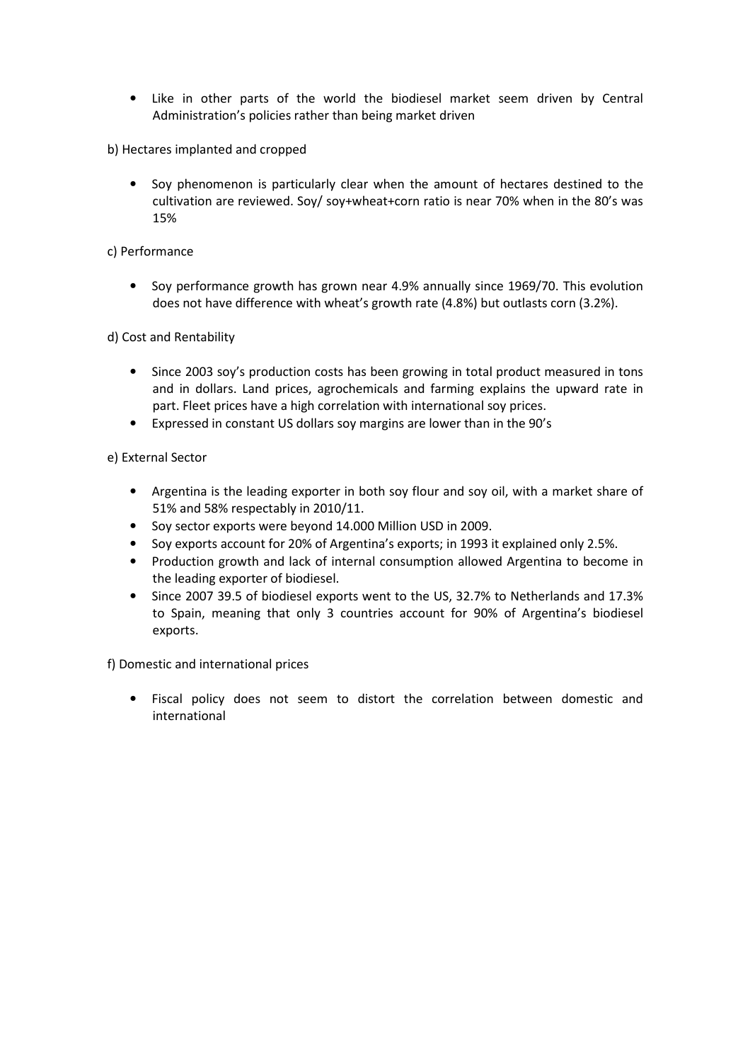- Like in other parts of the world the biodiesel market seem driven by Central Administration's policies rather than being market driven

b) Hectares implanted and cropped

- Soy phenomenon is particularly clear when the amount of hectares destined to the cultivation are reviewed. Soy/ soy+wheat+corn ratio is near 70% when in the 80's was 15%

c) Performance

- Soy performance growth has grown near 4.9% annually since 1969/70. This evolution does not have difference with wheat's growth rate (4.8%) but outlasts corn (3.2%).

d) Cost and Rentability

- Since 2003 soy's production costs has been growing in total product measured in tons and in dollars. Land prices, agrochemicals and farming explains the upward rate in part. Fleet prices have a high correlation with international soy prices.
- Expressed in constant US dollars soy margins are lower than in the 90's

e) External Sector

- Argentina is the leading exporter in both soy flour and soy oil, with a market share of 51% and 58% respectably in 2010/11.
- Soy sector exports were beyond 14.000 Million USD in 2009.
- Soy exports account for 20% of Argentina's exports; in 1993 it explained only 2.5%.
- Production growth and lack of internal consumption allowed Argentina to become in the leading exporter of biodiesel.
- Since 2007 39.5 of biodiesel exports went to the US, 32.7% to Netherlands and 17.3% to Spain, meaning that only 3 countries account for 90% of Argentina's biodiesel exports.

f) Domestic and international prices

- Fiscal policy does not seem to distort the correlation between domestic and international